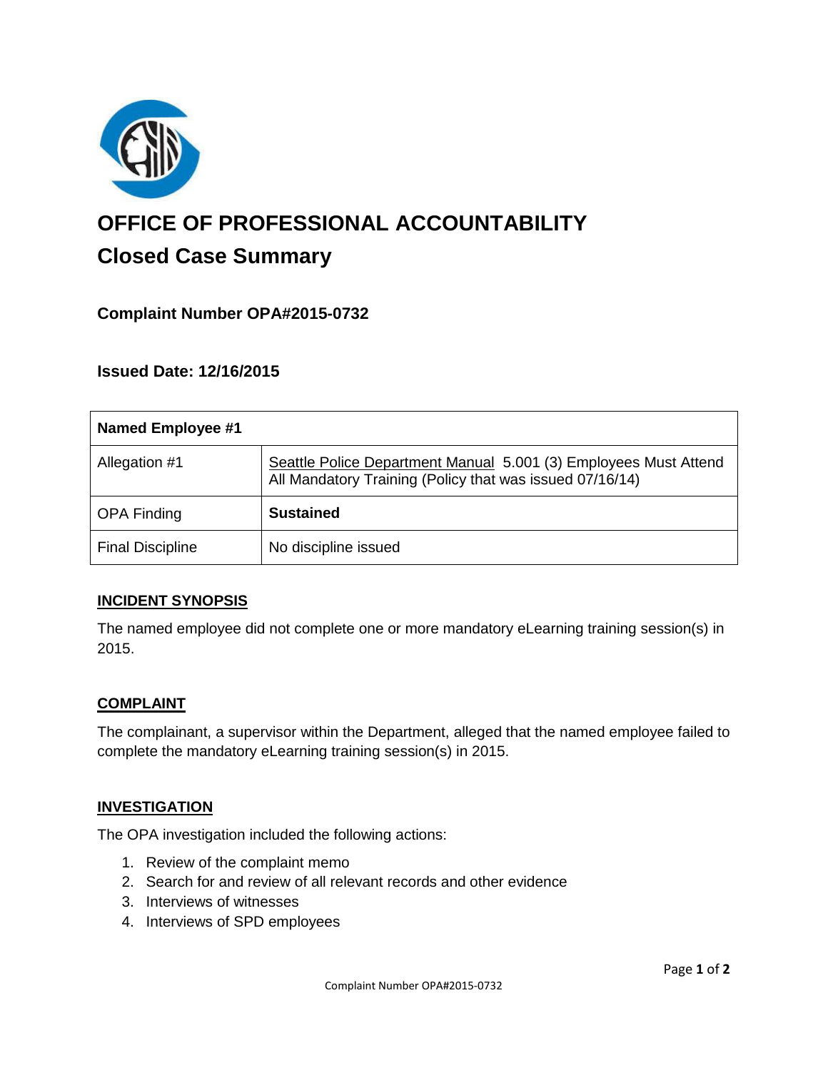# OFFICE OF PROFESSIONAL ACCOUNTABILITY

## Closed Case Summary

### Complaint Number OPA#2015-0732

### Issued Date: 12/16/2015

| Named Employee #1 | |
|---|---|
| Allegation #1 | Seattle Police Department Manual 5.001 (3) Employees Must Attend All Mandatory Training (Policy that was issued 07/16/14) |
| OPA Finding | **Sustained** |
| Final Discipline | No discipline issued |

### INCIDENT SYNOPSIS

The named employee did not complete one or more mandatory eLearning training session(s) in 2015.

### COMPLAINT

The complainant, a supervisor within the Department, alleged that the named employee failed to complete the mandatory eLearning training session(s) in 2015.

### INVESTIGATION

The OPA investigation included the following actions:

1. Review of the complaint memo
2. Search for and review of all relevant records and other evidence
3. Interviews of witnesses
4. Interviews of SPD employees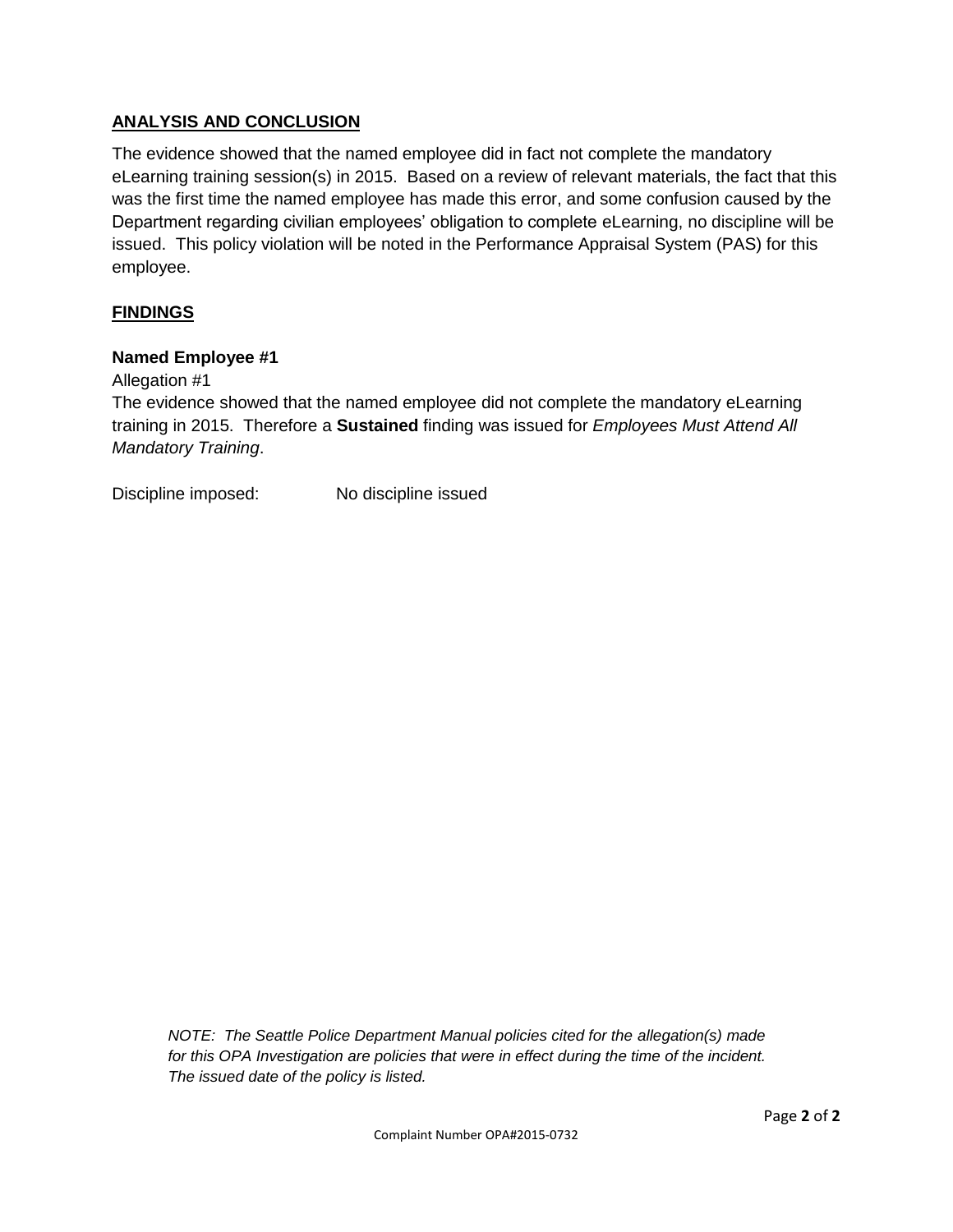## ANALYSIS AND CONCLUSION

The evidence showed that the named employee did in fact not complete the mandatory eLearning training session(s) in 2015. Based on a review of relevant materials, the fact that this was the first time the named employee has made this error, and some confusion caused by the Department regarding civilian employees' obligation to complete eLearning, no discipline will be issued. This policy violation will be noted in the Performance Appraisal System (PAS) for this employee.

## FINDINGS

**Named Employee #1**

Allegation #1

The evidence showed that the named employee did not complete the mandatory eLearning training in 2015. Therefore a **Sustained** finding was issued for *Employees Must Attend All Mandatory Training*.

Discipline imposed: No discipline issued

*NOTE: The Seattle Police Department Manual policies cited for the allegation(s) made for this OPA Investigation are policies that were in effect during the time of the incident. The issued date of the policy is listed.*

Complaint Number OPA#2015-0732